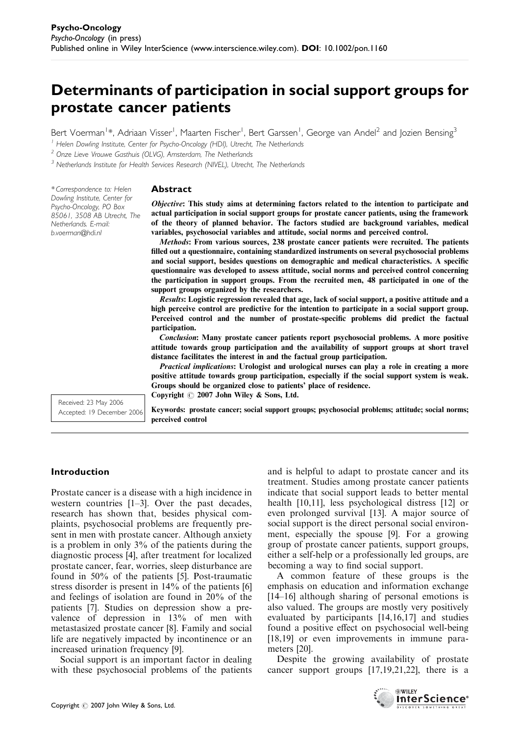# Determinants of participation in social support groups for prostate cancer patients

Bert Voerman[1]*, Adriaan Visser[1], Maarten Fischer[1], Bert Garssen[1], George van Andel[2] and Jozien Bensing[3]

[1] Helen Dowling Institute, Center for Psycho-Oncology (HDI), Utrecht, The Netherlands

[2] Onze Lieve Vrouwe Gasthuis (OLVG), Amsterdam, The Netherlands

[3] Netherlands Institute for Health Services Research (NIVEL), Utrecht, The Netherlands

*Correspondence to: Helen Dowling Institute, Center for Psycho-Oncology, PO Box 85061, 3508 AB Utrecht, The Netherlands. E-mail: b.voerman@hdi.nl

Received: 23 May 2006
Accepted: 19 December 2006

## Abstract

***Objective*: This study aims at determining factors related to the intention to participate and actual participation in social support groups for prostate cancer patients, using the framework of the theory of planned behavior. The factors studied are background variables, medical variables, psychosocial variables and attitude, social norms and perceived control.**

***Methods*: From various sources, 238 prostate cancer patients were recruited. The patients filled out a questionnaire, containing standardized instruments on several psychosocial problems and social support, besides questions on demographic and medical characteristics. A specific questionnaire was developed to assess attitude, social norms and perceived control concerning the participation in support groups. From the recruited men, 48 participated in one of the support groups organized by the researchers.**

***Results*: Logistic regression revealed that age, lack of social support, a positive attitude and a high perceive control are predictive for the intention to participate in a social support group. Perceived control and the number of prostate-specific problems did predict the factual participation.**

***Conclusion*: Many prostate cancer patients report psychosocial problems. A more positive attitude towards group participation and the availability of support groups at short travel distance facilitates the interest in and the factual group participation.**

***Practical implications*: Urologist and urological nurses can play a role in creating a more positive attitude towards group participation, especially if the social support system is weak. Groups should be organized close to patients' place of residence.**

**Copyright © 2007 John Wiley & Sons, Ltd.**

**Keywords: prostate cancer; social support groups; psychosocial problems; attitude; social norms; perceived control**

## Introduction

Prostate cancer is a disease with a high incidence in western countries [1–3]. Over the past decades, research has shown that, besides physical complaints, psychosocial problems are frequently present in men with prostate cancer. Although anxiety is a problem in only 3% of the patients during the diagnostic process [4], after treatment for localized prostate cancer, fear, worries, sleep disturbance are found in 50% of the patients [5]. Post-traumatic stress disorder is present in 14% of the patients [6] and feelings of isolation are found in 20% of the patients [7]. Studies on depression show a prevalence of depression in 13% of men with metastasized prostate cancer [8]. Family and social life are negatively impacted by incontinence or an increased urination frequency [9].

Social support is an important factor in dealing with these psychosocial problems of the patients and is helpful to adapt to prostate cancer and its treatment. Studies among prostate cancer patients indicate that social support leads to better mental health [10,11], less psychological distress [12] or even prolonged survival [13]. A major source of social support is the direct personal social environment, especially the spouse [9]. For a growing group of prostate cancer patients, support groups, either a self-help or a professionally led groups, are becoming a way to find social support.

A common feature of these groups is the emphasis on education and information exchange [14–16] although sharing of personal emotions is also valued. The groups are mostly very positively evaluated by participants [14,16,17] and studies found a positive effect on psychosocial well-being [18,19] or even improvements in immune parameters [20].

Despite the growing availability of prostate cancer support groups [17,19,21,22], there is a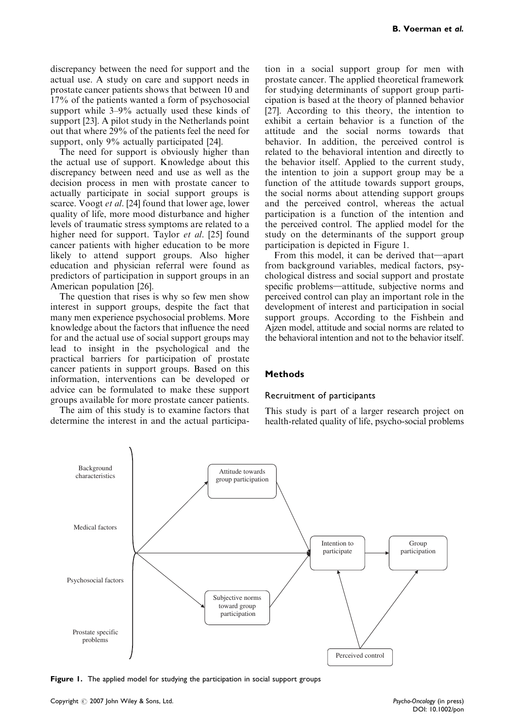discrepancy between the need for support and the actual use. A study on care and support needs in prostate cancer patients shows that between 10 and 17% of the patients wanted a form of psychosocial support while 3–9% actually used these kinds of support [23]. A pilot study in the Netherlands point out that where 29% of the patients feel the need for support, only 9% actually participated [24].

The need for support is obviously higher than the actual use of support. Knowledge about this discrepancy between need and use as well as the decision process in men with prostate cancer to actually participate in social support groups is scarce. Voogt *et al*. [24] found that lower age, lower quality of life, more mood disturbance and higher levels of traumatic stress symptoms are related to a higher need for support. Taylor *et al*. [25] found cancer patients with higher education to be more likely to attend support groups. Also higher education and physician referral were found as predictors of participation in support groups in an American population [26].

The question that rises is why so few men show interest in support groups, despite the fact that many men experience psychosocial problems. More knowledge about the factors that influence the need for and the actual use of social support groups may lead to insight in the psychological and the practical barriers for participation of prostate cancer patients in support groups. Based on this information, interventions can be developed or advice can be formulated to make these support groups available for more prostate cancer patients.

The aim of this study is to examine factors that determine the interest in and the actual participation in a social support group for men with prostate cancer. The applied theoretical framework for studying determinants of support group participation is based at the theory of planned behavior [27]. According to this theory, the intention to exhibit a certain behavior is a function of the attitude and the social norms towards that behavior. In addition, the perceived control is related to the behavioral intention and directly to the behavior itself. Applied to the current study, the intention to join a support group may be a function of the attitude towards support groups, the social norms about attending support groups and the perceived control, whereas the actual participation is a function of the intention and the perceived control. The applied model for the study on the determinants of the support group participation is depicted in Figure 1.

From this model, it can be derived that—apart from background variables, medical factors, psychological distress and social support and prostate specific problems—attitude, subjective norms and perceived control can play an important role in the development of interest and participation in social support groups. According to the Fishbein and Ajzen model, attitude and social norms are related to the behavioral intention and not to the behavior itself.

## Methods

### Recruitment of participants

This study is part of a larger research project on health-related quality of life, psycho-social problems

Background characteristics

Medical factors

Psychosocial factors

Prostate specific problems

Attitude towards group participation

Subjective norms toward group participation

Intention to participate

Group participation

Perceived control

**Figure 1.** The applied model for studying the participation in social support groups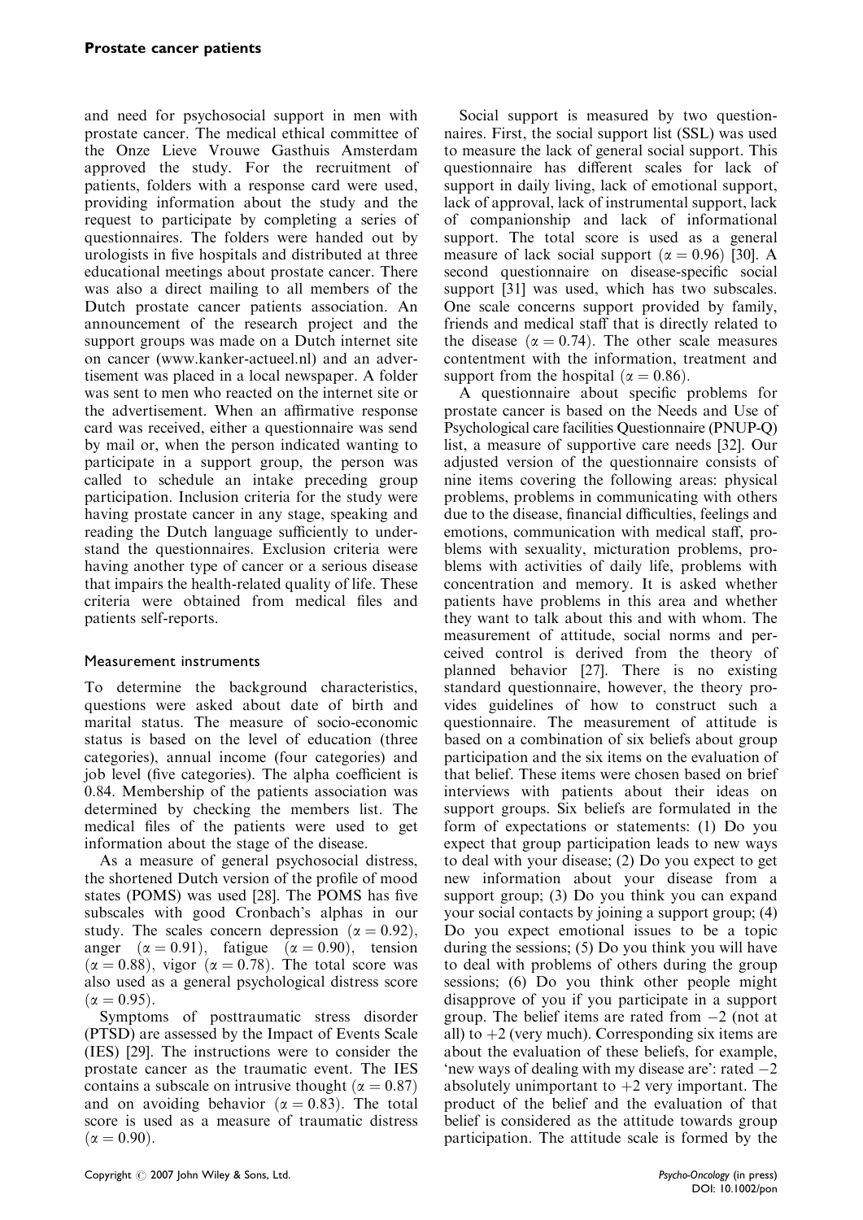and need for psychosocial support in men with prostate cancer. The medical ethical committee of the Onze Lieve Vrouwe Gasthuis Amsterdam approved the study. For the recruitment of patients, folders with a response card were used, providing information about the study and the request to participate by completing a series of questionnaires. The folders were handed out by urologists in five hospitals and distributed at three educational meetings about prostate cancer. There was also a direct mailing to all members of the Dutch prostate cancer patients association. An announcement of the research project and the support groups was made on a Dutch internet site on cancer (www.kanker-actueel.nl) and an advertisement was placed in a local newspaper. A folder was sent to men who reacted on the internet site or the advertisement. When an affirmative response card was received, either a questionnaire was send by mail or, when the person indicated wanting to participate in a support group, the person was called to schedule an intake preceding group participation. Inclusion criteria for the study were having prostate cancer in any stage, speaking and reading the Dutch language sufficiently to understand the questionnaires. Exclusion criteria were having another type of cancer or a serious disease that impairs the health-related quality of life. These criteria were obtained from medical files and patients self-reports.

### Measurement instruments

To determine the background characteristics, questions were asked about date of birth and marital status. The measure of socio-economic status is based on the level of education (three categories), annual income (four categories) and job level (five categories). The alpha coefficient is 0.84. Membership of the patients association was determined by checking the members list. The medical files of the patients were used to get information about the stage of the disease.

As a measure of general psychosocial distress, the shortened Dutch version of the profile of mood states (POMS) was used [28]. The POMS has five subscales with good Cronbach's alphas in our study. The scales concern depression ($\alpha = 0.92$), anger ($\alpha = 0.91$), fatigue ($\alpha = 0.90$), tension ($\alpha = 0.88$), vigor ($\alpha = 0.78$). The total score was also used as a general psychological distress score ($\alpha = 0.95$).

Symptoms of posttraumatic stress disorder (PTSD) are assessed by the Impact of Events Scale (IES) [29]. The instructions were to consider the prostate cancer as the traumatic event. The IES contains a subscale on intrusive thought ($\alpha = 0.87$) and on avoiding behavior ($\alpha = 0.83$). The total score is used as a measure of traumatic distress ($\alpha = 0.90$).

Social support is measured by two questionnaires. First, the social support list (SSL) was used to measure the lack of general social support. This questionnaire has different scales for lack of support in daily living, lack of emotional support, lack of approval, lack of instrumental support, lack of companionship and lack of informational support. The total score is used as a general measure of lack social support ($\alpha = 0.96$) [30]. A second questionnaire on disease-specific social support [31] was used, which has two subscales. One scale concerns support provided by family, friends and medical staff that is directly related to the disease ($\alpha = 0.74$). The other scale measures contentment with the information, treatment and support from the hospital ($\alpha = 0.86$).

A questionnaire about specific problems for prostate cancer is based on the Needs and Use of Psychological care facilities Questionnaire (PNUP-Q) list, a measure of supportive care needs [32]. Our adjusted version of the questionnaire consists of nine items covering the following areas: physical problems, problems in communicating with others due to the disease, financial difficulties, feelings and emotions, communication with medical staff, problems with sexuality, micturation problems, problems with activities of daily life, problems with concentration and memory. It is asked whether patients have problems in this area and whether they want to talk about this and with whom. The measurement of attitude, social norms and perceived control is derived from the theory of planned behavior [27]. There is no existing standard questionnaire, however, the theory provides guidelines of how to construct such a questionnaire. The measurement of attitude is based on a combination of six beliefs about group participation and the six items on the evaluation of that belief. These items were chosen based on brief interviews with patients about their ideas on support groups. Six beliefs are formulated in the form of expectations or statements: (1) Do you expect that group participation leads to new ways to deal with your disease; (2) Do you expect to get new information about your disease from a support group; (3) Do you think you can expand your social contacts by joining a support group; (4) Do you expect emotional issues to be a topic during the sessions; (5) Do you think you will have to deal with problems of others during the group sessions; (6) Do you think other people might disapprove of you if you participate in a support group. The belief items are rated from $-2$ (not at all) to $+2$ (very much). Corresponding six items are about the evaluation of these beliefs, for example, 'new ways of dealing with my disease are': rated $-2$ absolutely unimportant to $+2$ very important. The product of the belief and the evaluation of that belief is considered as the attitude towards group participation. The attitude scale is formed by the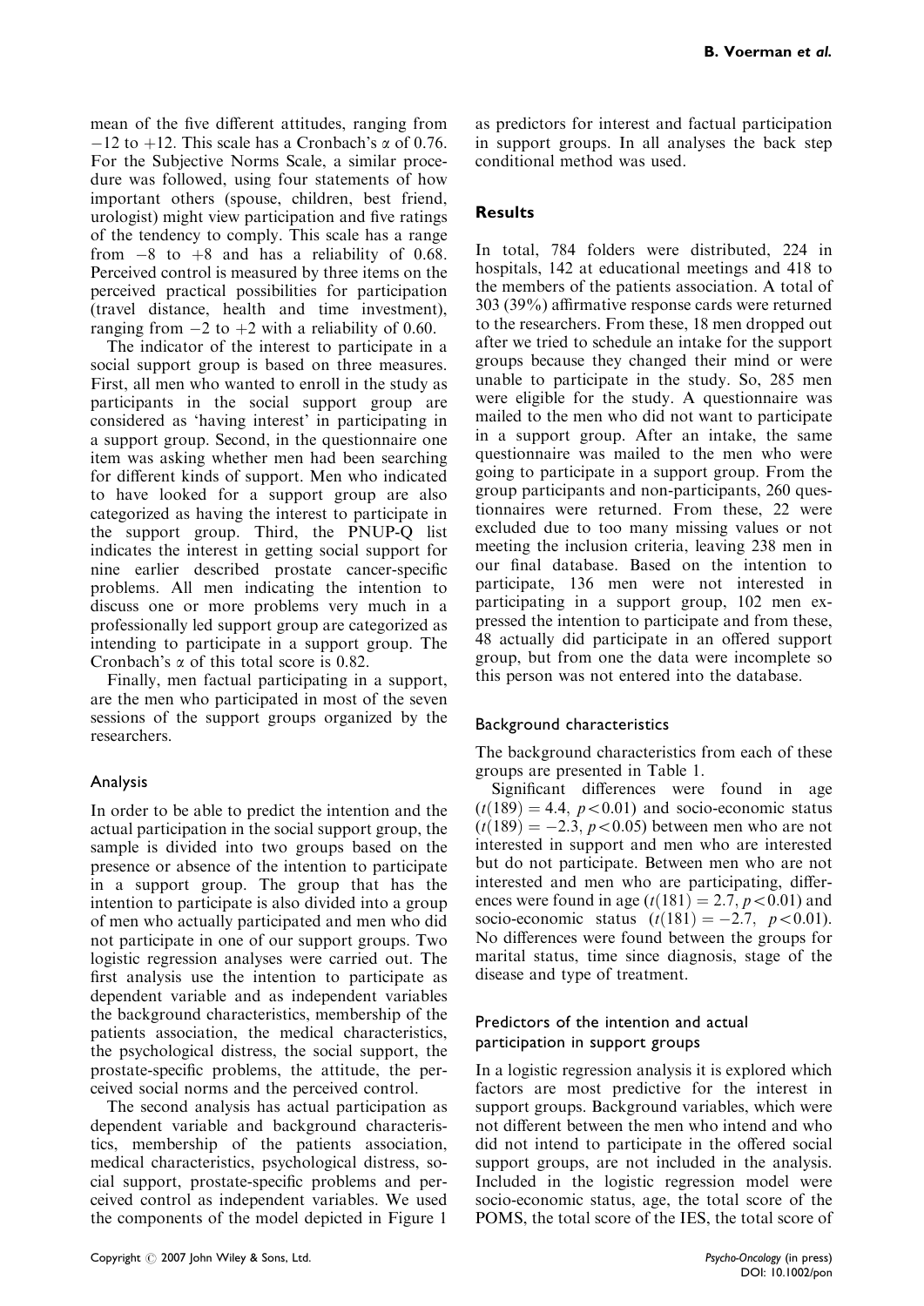mean of the five different attitudes, ranging from $-12$ to $+12$. This scale has a Cronbach's $\alpha$ of 0.76. For the Subjective Norms Scale, a similar procedure was followed, using four statements of how important others (spouse, children, best friend, urologist) might view participation and five ratings of the tendency to comply. This scale has a range from $-8$ to $+8$ and has a reliability of 0.68. Perceived control is measured by three items on the perceived practical possibilities for participation (travel distance, health and time investment), ranging from $-2$ to $+2$ with a reliability of 0.60.

The indicator of the interest to participate in a social support group is based on three measures. First, all men who wanted to enroll in the study as participants in the social support group are considered as 'having interest' in participating in a support group. Second, in the questionnaire one item was asking whether men had been searching for different kinds of support. Men who indicated to have looked for a support group are also categorized as having the interest to participate in the support group. Third, the PNUP-Q list indicates the interest in getting social support for nine earlier described prostate cancer-specific problems. All men indicating the intention to discuss one or more problems very much in a professionally led support group are categorized as intending to participate in a support group. The Cronbach's $\alpha$ of this total score is 0.82.

Finally, men factual participating in a support, are the men who participated in most of the seven sessions of the support groups organized by the researchers.

### Analysis

In order to be able to predict the intention and the actual participation in the social support group, the sample is divided into two groups based on the presence or absence of the intention to participate in a support group. The group that has the intention to participate is also divided into a group of men who actually participated and men who did not participate in one of our support groups. Two logistic regression analyses were carried out. The first analysis use the intention to participate as dependent variable and as independent variables the background characteristics, membership of the patients association, the medical characteristics, the psychological distress, the social support, the prostate-specific problems, the attitude, the perceived social norms and the perceived control.

The second analysis has actual participation as dependent variable and background characteristics, membership of the patients association, medical characteristics, psychological distress, social support, prostate-specific problems and perceived control as independent variables. We used the components of the model depicted in Figure 1 as predictors for interest and factual participation in support groups. In all analyses the back step conditional method was used.

## Results

In total, 784 folders were distributed, 224 in hospitals, 142 at educational meetings and 418 to the members of the patients association. A total of 303 (39%) affirmative response cards were returned to the researchers. From these, 18 men dropped out after we tried to schedule an intake for the support groups because they changed their mind or were unable to participate in the study. So, 285 men were eligible for the study. A questionnaire was mailed to the men who did not want to participate in a support group. After an intake, the same questionnaire was mailed to the men who were going to participate in a support group. From the group participants and non-participants, 260 questionnaires were returned. From these, 22 were excluded due to too many missing values or not meeting the inclusion criteria, leaving 238 men in our final database. Based on the intention to participate, 136 men were not interested in participating in a support group, 102 men expressed the intention to participate and from these, 48 actually did participate in an offered support group, but from one the data were incomplete so this person was not entered into the database.

### Background characteristics

The background characteristics from each of these groups are presented in Table 1.

Significant differences were found in age ($t(189) = 4.4$, $p < 0.01$) and socio-economic status ($t(189) = -2.3$, $p < 0.05$) between men who are not interested in support and men who are interested but do not participate. Between men who are not interested and men who are participating, differences were found in age ($t(181) = 2.7$, $p < 0.01$) and socio-economic status ($t(181) = -2.7$, $p < 0.01$). No differences were found between the groups for marital status, time since diagnosis, stage of the disease and type of treatment.

### Predictors of the intention and actual participation in support groups

In a logistic regression analysis it is explored which factors are most predictive for the interest in support groups. Background variables, which were not different between the men who intend and who did not intend to participate in the offered social support groups, are not included in the analysis. Included in the logistic regression model were socio-economic status, age, the total score of the POMS, the total score of the IES, the total score of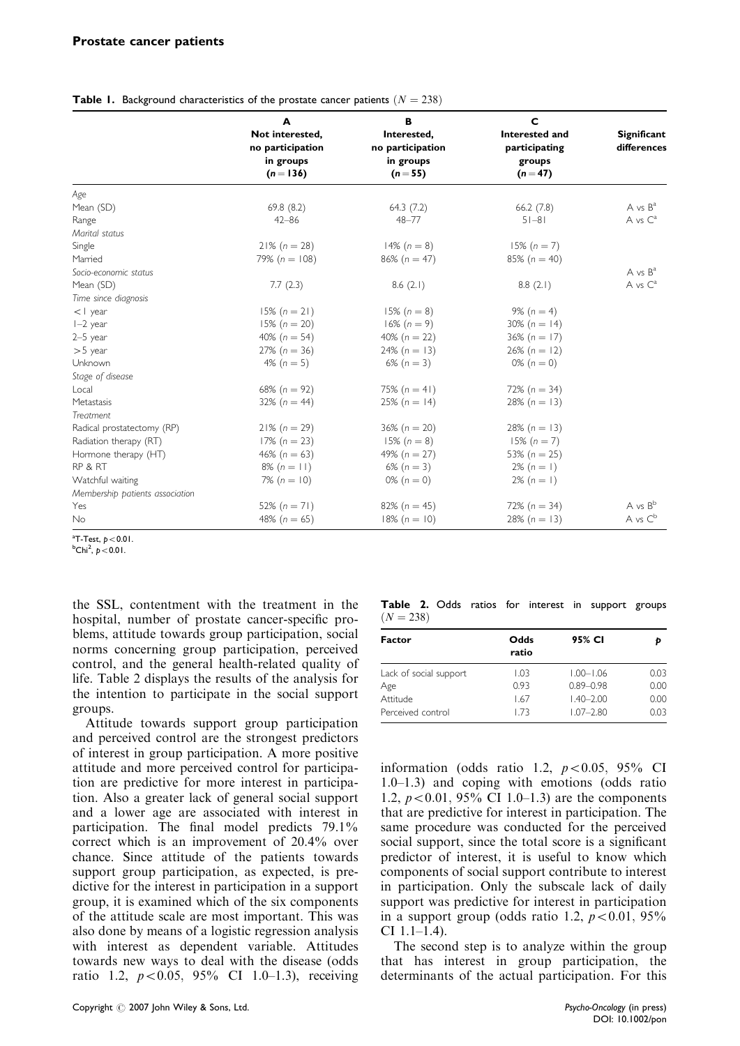**Table 1.** Background characteristics of the prostate cancer patients ($N = 238$)

| | A Not interested, no participation in groups ($n = 136$) | B Interested, no participation in groups ($n = 55$) | C Interested and participating groups ($n = 47$) | Significant differences |
|---|---|---|---|---|
| *Age* | | | | |
| Mean (SD) | 69.8 (8.2) | 64.3 (7.2) | 66.2 (7.8) | A vs B[a] |
| Range | 42–86 | 48–77 | 51–81 | A vs C[a] |
| *Marital status* | | | | |
| Single | 21% ($n = 28$) | 14% ($n = 8$) | 15% ($n = 7$) | |
| Married | 79% ($n = 108$) | 86% ($n = 47$) | 85% ($n = 40$) | |
| *Socio-economic status* | | | | A vs B[a] |
| Mean (SD) | 7.7 (2.3) | 8.6 (2.1) | 8.8 (2.1) | A vs C[a] |
| *Time since diagnosis* | | | | |
| <1 year | 15% ($n = 21$) | 15% ($n = 8$) | 9% ($n = 4$) | |
| 1–2 year | 15% ($n = 20$) | 16% ($n = 9$) | 30% ($n = 14$) | |
| 2–5 year | 40% ($n = 54$) | 40% ($n = 22$) | 36% ($n = 17$) | |
| >5 year | 27% ($n = 36$) | 24% ($n = 13$) | 26% ($n = 12$) | |
| Unknown | 4% ($n = 5$) | 6% ($n = 3$) | 0% ($n = 0$) | |
| *Stage of disease* | | | | |
| Local | 68% ($n = 92$) | 75% ($n = 41$) | 72% ($n = 34$) | |
| Metastasis | 32% ($n = 44$) | 25% ($n = 14$) | 28% ($n = 13$) | |
| *Treatment* | | | | |
| Radical prostatectomy (RP) | 21% ($n = 29$) | 36% ($n = 20$) | 28% ($n = 13$) | |
| Radiation therapy (RT) | 17% ($n = 23$) | 15% ($n = 8$) | 15% ($n = 7$) | |
| Hormone therapy (HT) | 46% ($n = 63$) | 49% ($n = 27$) | 53% ($n = 25$) | |
| RP & RT | 8% ($n = 11$) | 6% ($n = 3$) | 2% ($n = 1$) | |
| Watchful waiting | 7% ($n = 10$) | 0% ($n = 0$) | 2% ($n = 1$) | |
| *Membership patients association* | | | | |
| Yes | 52% ($n = 71$) | 82% ($n = 45$) | 72% ($n = 34$) | A vs B[b] |
| No | 48% ($n = 65$) | 18% ($n = 10$) | 28% ($n = 13$) | A vs C[b] |

[a] T-Test, $p < 0.01$.
[b] Chi$^2$, $p < 0.01$.

the SSL, contentment with the treatment in the hospital, number of prostate cancer-specific problems, attitude towards group participation, social norms concerning group participation, perceived control, and the general health-related quality of life. Table 2 displays the results of the analysis for the intention to participate in the social support groups.

Attitude towards support group participation and perceived control are the strongest predictors of interest in group participation. A more positive attitude and more perceived control for participation are predictive for more interest in participation. Also a greater lack of general social support and a lower age are associated with interest in participation. The final model predicts 79.1% correct which is an improvement of 20.4% over chance. Since attitude of the patients towards support group participation, as expected, is predictive for the interest in participation in a support group, it is examined which of the six components of the attitude scale are most important. This was also done by means of a logistic regression analysis with interest as dependent variable. Attitudes towards new ways to deal with the disease (odds ratio 1.2, $p < 0.05$, 95% CI 1.0–1.3), receiving information (odds ratio 1.2, $p < 0.05$, 95% CI 1.0–1.3) and coping with emotions (odds ratio 1.2, $p < 0.01$, 95% CI 1.0–1.3) are the components that are predictive for interest in participation. The same procedure was conducted for the perceived social support, since the total score is a significant predictor of interest, it is useful to know which components of social support contribute to interest in participation. Only the subscale lack of daily support was predictive for interest in participation in a support group (odds ratio 1.2, $p < 0.01$, 95% CI 1.1–1.4).

**Table 2.** Odds ratios for interest in support groups ($N = 238$)

| Factor | Odds ratio | 95% CI | $p$ |
|---|---|---|---|
| Lack of social support | 1.03 | 1.00–1.06 | 0.03 |
| Age | 0.93 | 0.89–0.98 | 0.00 |
| Attitude | 1.67 | 1.40–2.00 | 0.00 |
| Perceived control | 1.73 | 1.07–2.80 | 0.03 |

The second step is to analyze within the group that has interest in group participation, the determinants of the actual participation. For this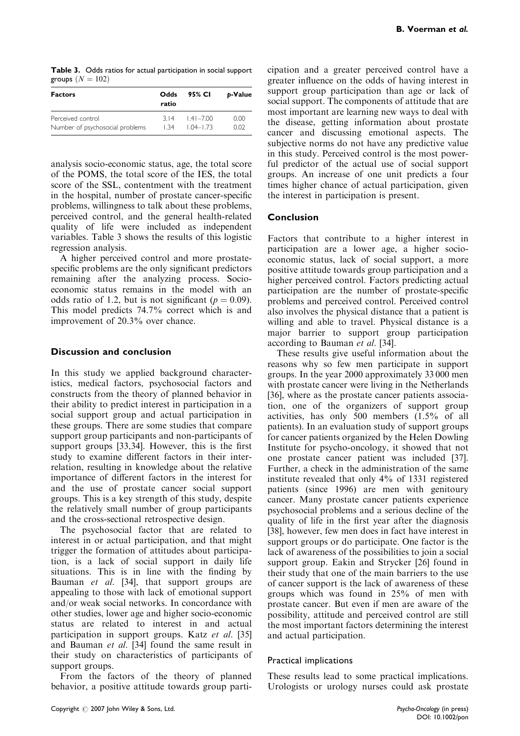**Table 3.** Odds ratios for actual participation in social support groups ($N = 102$)

| Factors | Odds ratio | 95% CI | *p*-Value |
|---|---|---|---|
| Perceived control | 3.14 | 1.41–7.00 | 0.00 |
| Number of psychosocial problems | 1.34 | 1.04–1.73 | 0.02 |

analysis socio-economic status, age, the total score of the POMS, the total score of the IES, the total score of the SSL, contentment with the treatment in the hospital, number of prostate cancer-specific problems, willingness to talk about these problems, perceived control, and the general health-related quality of life were included as independent variables. Table 3 shows the results of this logistic regression analysis.

A higher perceived control and more prostate-specific problems are the only significant predictors remaining after the analyzing process. Socio-economic status remains in the model with an odds ratio of 1.2, but is not significant ($p = 0.09$). This model predicts 74.7% correct which is and improvement of 20.3% over chance.

## Discussion and conclusion

In this study we applied background characteristics, medical factors, psychosocial factors and constructs from the theory of planned behavior in their ability to predict interest in participation in a social support group and actual participation in these groups. There are some studies that compare support group participants and non-participants of support groups [33,34]. However, this is the first study to examine different factors in their interrelation, resulting in knowledge about the relative importance of different factors in the interest for and the use of prostate cancer social support groups. This is a key strength of this study, despite the relatively small number of group participants and the cross-sectional retrospective design.

The psychosocial factor that are related to interest in or actual participation, and that might trigger the formation of attitudes about participation, is a lack of social support in daily life situations. This is in line with the finding by Bauman *et al.* [34], that support groups are appealing to those with lack of emotional support and/or weak social networks. In concordance with other studies, lower age and higher socio-economic status are related to interest in and actual participation in support groups. Katz *et al.* [35] and Bauman *et al.* [34] found the same result in their study on characteristics of participants of support groups.

From the factors of the theory of planned behavior, a positive attitude towards group participation and a greater perceived control have a greater influence on the odds of having interest in support group participation than age or lack of social support. The components of attitude that are most important are learning new ways to deal with the disease, getting information about prostate cancer and discussing emotional aspects. The subjective norms do not have any predictive value in this study. Perceived control is the most powerful predictor of the actual use of social support groups. An increase of one unit predicts a four times higher chance of actual participation, given the interest in participation is present.

## Conclusion

Factors that contribute to a higher interest in participation are a lower age, a higher socio-economic status, lack of social support, a more positive attitude towards group participation and a higher perceived control. Factors predicting actual participation are the number of prostate-specific problems and perceived control. Perceived control also involves the physical distance that a patient is willing and able to travel. Physical distance is a major barrier to support group participation according to Bauman *et al.* [34].

These results give useful information about the reasons why so few men participate in support groups. In the year 2000 approximately 33 000 men with prostate cancer were living in the Netherlands [36], where as the prostate cancer patients association, one of the organizers of support group activities, has only 500 members (1.5% of all patients). In an evaluation study of support groups for cancer patients organized by the Helen Dowling Institute for psycho-oncology, it showed that not one prostate cancer patient was included [37]. Further, a check in the administration of the same institute revealed that only 4% of 1331 registered patients (since 1996) are men with genitoury cancer. Many prostate cancer patients experience psychosocial problems and a serious decline of the quality of life in the first year after the diagnosis [38], however, few men does in fact have interest in support groups or do participate. One factor is the lack of awareness of the possibilities to join a social support group. Eakin and Strycker [26] found in their study that one of the main barriers to the use of cancer support is the lack of awareness of these groups which was found in 25% of men with prostate cancer. But even if men are aware of the possibility, attitude and perceived control are still the most important factors determining the interest and actual participation.

### Practical implications

These results lead to some practical implications. Urologists or urology nurses could ask prostate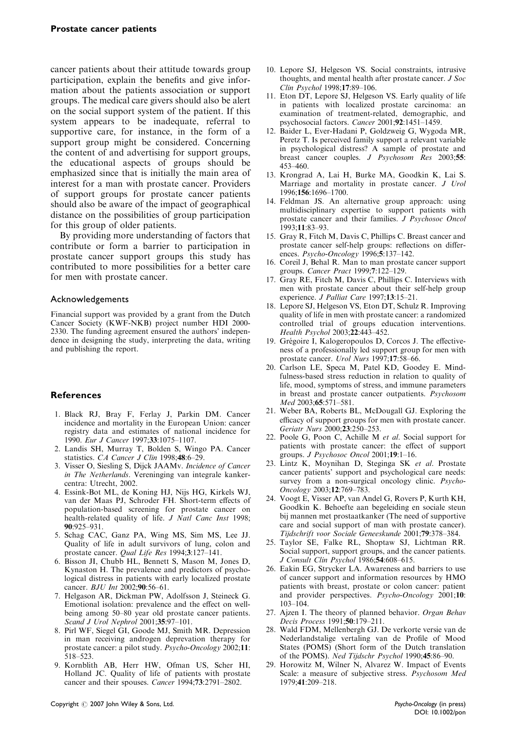cancer patients about their attitude towards group participation, explain the benefits and give information about the patients association or support groups. The medical care givers should also be alert on the social support system of the patient. If this system appears to be inadequate, referral to supportive care, for instance, in the form of a support group might be considered. Concerning the content of and advertising for support groups, the educational aspects of groups should be emphasized since that is initially the main area of interest for a man with prostate cancer. Providers of support groups for prostate cancer patients should also be aware of the impact of geographical distance on the possibilities of group participation for this group of older patients.

By providing more understanding of factors that contribute or form a barrier to participation in prostate cancer support groups this study has contributed to more possibilities for a better care for men with prostate cancer.

### Acknowledgements

Financial support was provided by a grant from the Dutch Cancer Society (KWF-NKB) project number HDI 2000-2330. The funding agreement ensured the authors' independence in designing the study, interpreting the data, writing and publishing the report.

## References

1. Black RJ, Bray F, Ferlay J, Parkin DM. Cancer incidence and mortality in the European Union: cancer registry data and estimates of national incidence for 1990. *Eur J Cancer* 1997;**33**:1075–1107.
2. Landis SH, Murray T, Bolden S, Wingo PA. Cancer statistics. *CA Cancer J Clin* 1998;**48**:6–29.
3. Visser O, Siesling S, Dijck JAAMv. *Incidence of Cancer in The Netherlands*. Vereninging van integrale kankercentra: Utrecht, 2002.
4. Essink-Bot ML, de Koning HJ, Nijs HG, Kirkels WJ, van der Maas PJ, Schroder FH. Short-term effects of population-based screening for prostate cancer on health-related quality of life. *J Natl Canc Inst* 1998; **90**:925–931.
5. Schag CAC, Ganz PA, Wing MS, Sim MS, Lee JJ. Quality of life in adult survivors of lung, colon and prostate cancer. *Qual Life Res* 1994;**3**:127–141.
6. Bisson JI, Chubb HL, Bennett S, Mason M, Jones D, Kynaston H. The prevalence and predictors of psychological distress in patients with early localized prostate cancer. *BJU Int* 2002;**90**:56–61.
7. Helgason AR, Dickman PW, Adolfsson J, Steineck G. Emotional isolation: prevalence and the effect on well-being among 50–80 year old prostate cancer patients. *Scand J Urol Nephrol* 2001;**35**:97–101.
8. Pirl WF, Siegel GI, Goode MJ, Smith MR. Depression in man receiving androgen deprevation therapy for prostate cancer: a pilot study. *Psycho-Oncology* 2002;**11**: 518–523.
9. Kornblith AB, Herr HW, Ofman US, Scher HI, Holland JC. Quality of life of patients with prostate cancer and their spouses. *Cancer* 1994;**73**:2791–2802.
10. Lepore SJ, Helgeson VS. Social constraints, intrusive thoughts, and mental health after prostate cancer. *J Soc Clin Psychol* 1998;**17**:89–106.
11. Eton DT, Lepore SJ, Helgeson VS. Early quality of life in patients with localized prostate carcinoma: an examination of treatment-related, demographic, and psychosocial factors. *Cancer* 2001;**92**:1451–1459.
12. Baider L, Ever-Hadani P, Goldzweig G, Wygoda MR, Peretz T. Is perceived family support a relevant variable in psychological distress? A sample of prostate and breast cancer couples. *J Psychosom Res* 2003;**55**: 453–460.
13. Krongrad A, Lai H, Burke MA, Goodkin K, Lai S. Marriage and mortality in prostate cancer. *J Urol* 1996;**156**:1696–1700.
14. Feldman JS. An alternative group approach: using multidisciplinary expertise to support patients with prostate cancer and their families. *J Psychosoc Oncol* 1993;**11**:83–93.
15. Gray R, Fitch M, Davis C, Phillips C. Breast cancer and prostate cancer self-help groups: reflections on differences. *Psycho-Oncology* 1996;**5**:137–142.
16. Coreil J, Behal R. Man to man prostate cancer support groups. *Cancer Pract* 1999;**7**:122–129.
17. Gray RE, Fitch M, Davis C, Phillips C. Interviews with men with prostate cancer about their self-help group experience. *J Palliat Care* 1997;**13**:15–21.
18. Lepore SJ, Helgeson VS, Eton DT, Schulz R. Improving quality of life in men with prostate cancer: a randomized controlled trial of groups education interventions. *Health Psychol* 2003;**22**:443–452.
19. Grégoire I, Kalogeropoulos D, Corcos J. The effectiveness of a professionally led support group for men with prostate cancer. *Urol Nurs* 1997;**17**:58–66.
20. Carlson LE, Speca M, Patel KD, Goodey E. Mindfulness-based stress reduction in relation to quality of life, mood, symptoms of stress, and immune parameters in breast and prostate cancer outpatients. *Psychosom Med* 2003;**65**:571–581.
21. Weber BA, Roberts BL, McDougall GJ. Exploring the efficacy of support groups for men with prostate cancer. *Geriatr Nurs* 2000;**23**:250–253.
22. Poole G, Poon C, Achille M *et al*. Social support for patients with prostate cancer: the effect of support groups. *J Psychosoc Oncol* 2001;**19**:1–16.
23. Lintz K, Moynihan D, Steginga SK *et al*. Prostate cancer patients' support and psychological care needs: survey from a non-surgical oncology clinic. *Psycho-Oncology* 2003;**12**:769–783.
24. Voogt E, Visser AP, van Andel G, Rovers P, Kurth KH, Goodkin K. Behoefte aan begeleiding en sociale steun bij mannen met prostaatkanker (The need of supportive care and social support of man with prostate cancer). *Tijdschrift voor Sociale Geneeskunde* 2001;**79**:378–384.
25. Taylor SE, Falke RL, Shoptaw SJ, Lichtman RR. Social support, support groups, and the cancer patients. *J Consult Clin Psychol* 1986;**54**:608–615.
26. Eakin EG, Strycker LA. Awareness and barriers to use of cancer support and information resources by HMO patients with breast, prostate or colon cancer: patient and provider perspectives. *Psycho-Oncology* 2001;**10**: 103–104.
27. Ajzen I. The theory of planned behavior. *Organ Behav Decis Process* 1991;**50**:179–211.
28. Wald FDM, Mellenbergh GJ. De verkorte versie van de Nederlandstalige vertaling van de Profile of Mood States (POMS) (Short form of the Dutch translation of the POMS). *Ned Tijdschr Psychol* 1990;**45**:86–90.
29. Horowitz M, Wilner N, Alvarez W. Impact of Events Scale: a measure of subjective stress. *Psychosom Med* 1979;**41**:209–218.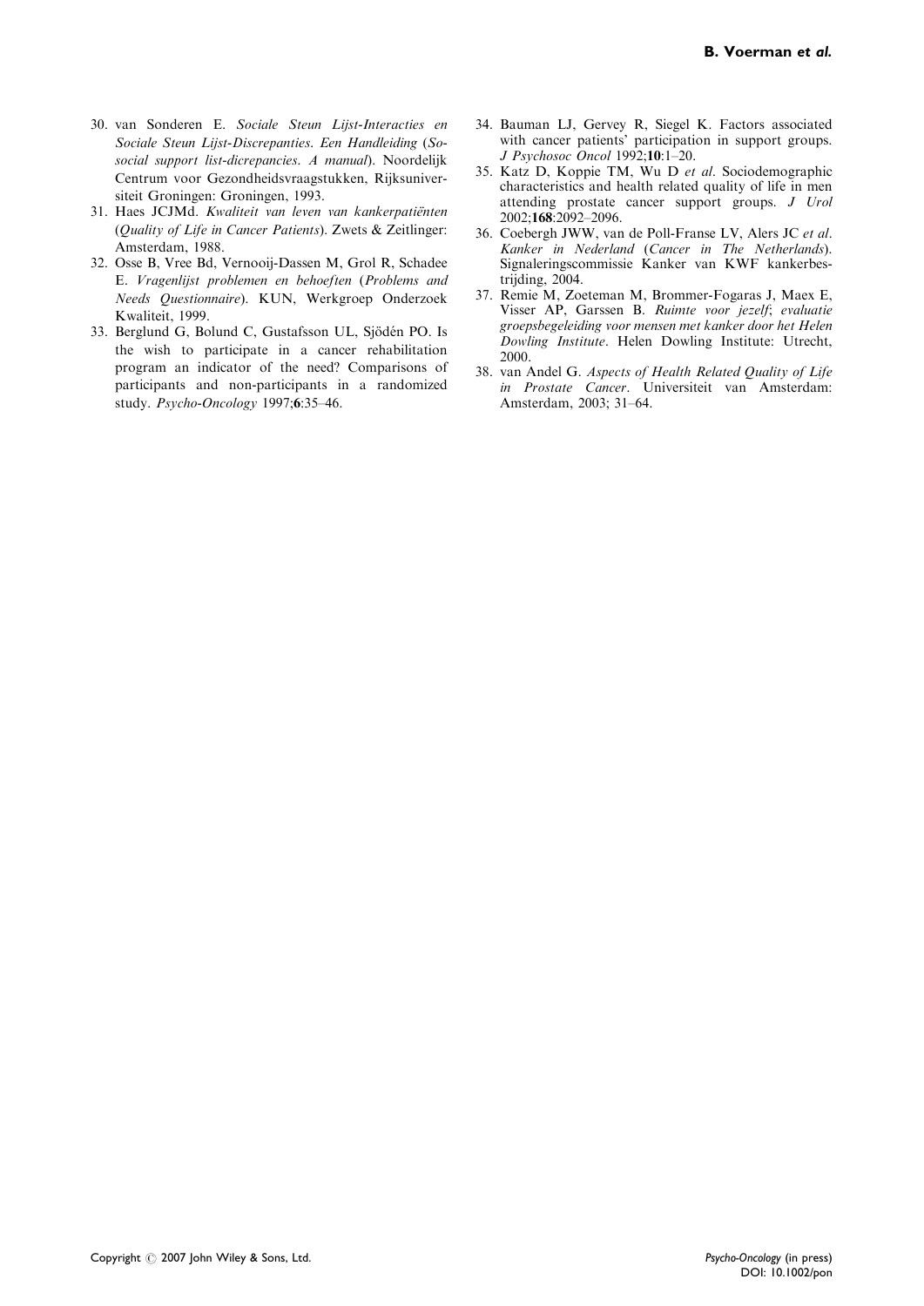30. van Sonderen E. *Sociale Steun Lijst-Interacties en Sociale Steun Lijst-Discrepanties. Een Handleiding* (*So-social support list-dicrepancies. A manual*). Noordelijk Centrum voor Gezondheidsvraagstukken, Rijksuniversiteit Groningen: Groningen, 1993.
31. Haes JCJMd. *Kwaliteit van leven van kankerpatiënten* (*Quality of Life in Cancer Patients*). Zwets & Zeitlinger: Amsterdam, 1988.
32. Osse B, Vree Bd, Vernooij-Dassen M, Grol R, Schadee E. *Vragenlijst problemen en behoeften* (*Problems and Needs Questionnaire*). KUN, Werkgroep Onderzoek Kwaliteit, 1999.
33. Berglund G, Bolund C, Gustafsson UL, Sjödén PO. Is the wish to participate in a cancer rehabilitation program an indicator of the need? Comparisons of participants and non-participants in a randomized study. *Psycho-Oncology* 1997;**6**:35–46.
34. Bauman LJ, Gervey R, Siegel K. Factors associated with cancer patients' participation in support groups. *J Psychosoc Oncol* 1992;**10**:1–20.
35. Katz D, Koppie TM, Wu D *et al*. Sociodemographic characteristics and health related quality of life in men attending prostate cancer support groups. *J Urol* 2002;**168**:2092–2096.
36. Coebergh JWW, van de Poll-Franse LV, Alers JC *et al*. *Kanker in Nederland* (*Cancer in The Netherlands*). Signaleringscommissie Kanker van KWF kankerbestrijding, 2004.
37. Remie M, Zoeteman M, Brommer-Fogaras J, Maex E, Visser AP, Garssen B. *Ruimte voor jezelf; evaluatie groepsbegeleiding voor mensen met kanker door het Helen Dowling Institute*. Helen Dowling Institute: Utrecht, 2000.
38. van Andel G. *Aspects of Health Related Quality of Life in Prostate Cancer*. Universiteit van Amsterdam: Amsterdam, 2003; 31–64.